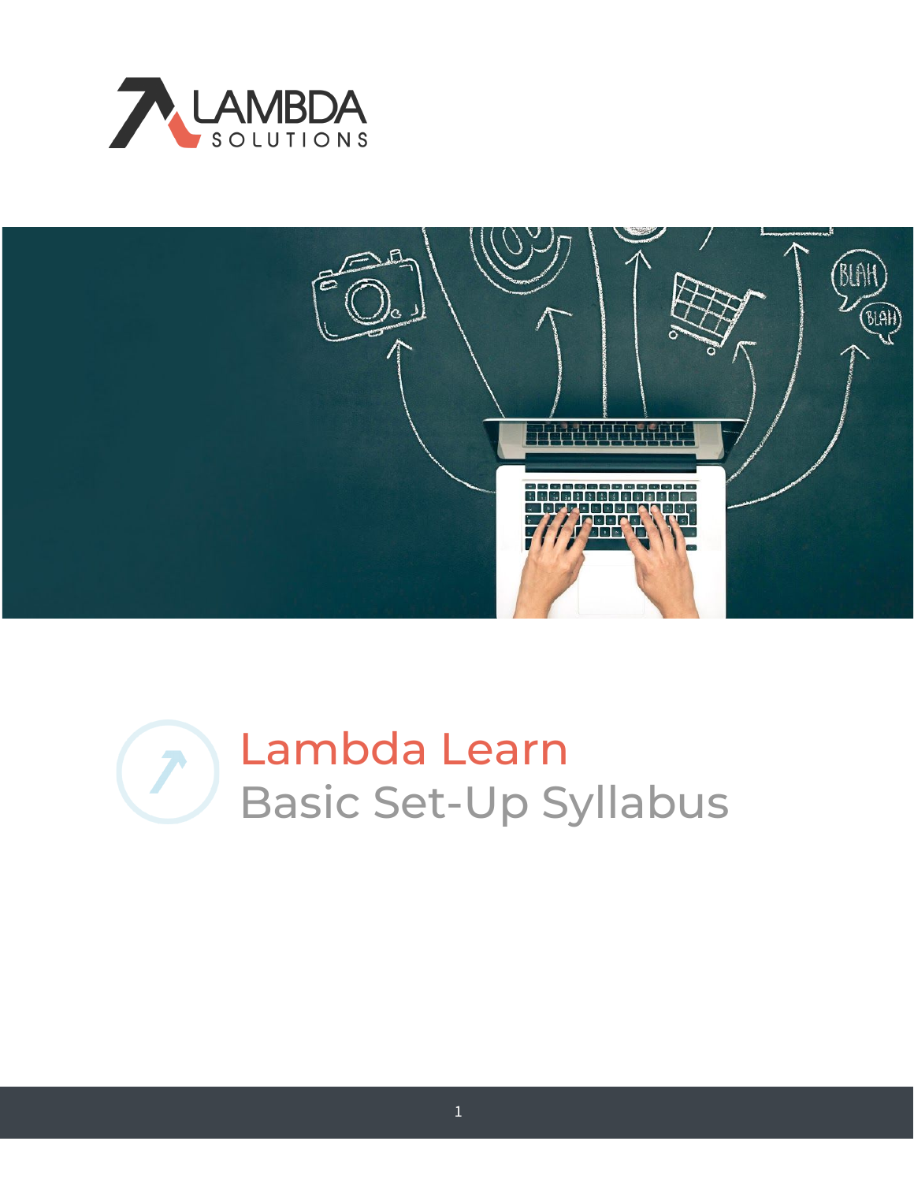LAMBDA SOLUTIONS

# Lambda Learn

## Basic Set-Up Syllabus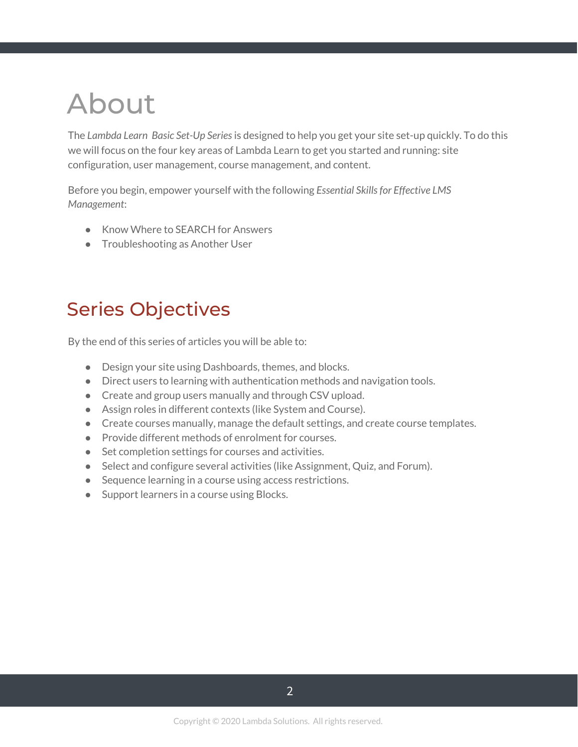# About

The *Lambda Learn Basic Set-Up Series* is designed to help you get your site set-up quickly. To do this we will focus on the four key areas of Lambda Learn to get you started and running: site configuration, user management, course management, and content.

Before you begin, empower yourself with the following *Essential Skills for Effective LMS Management*:

- Know Where to SEARCH for Answers
- Troubleshooting as Another User

## Series Objectives

By the end of this series of articles you will be able to:

- Design your site using Dashboards, themes, and blocks.
- Direct users to learning with authentication methods and navigation tools.
- Create and group users manually and through CSV upload.
- Assign roles in different contexts (like System and Course).
- Create courses manually, manage the default settings, and create course templates.
- Provide different methods of enrolment for courses.
- Set completion settings for courses and activities.
- Select and configure several activities (like Assignment, Quiz, and Forum).
- Sequence learning in a course using access restrictions.
- Support learners in a course using Blocks.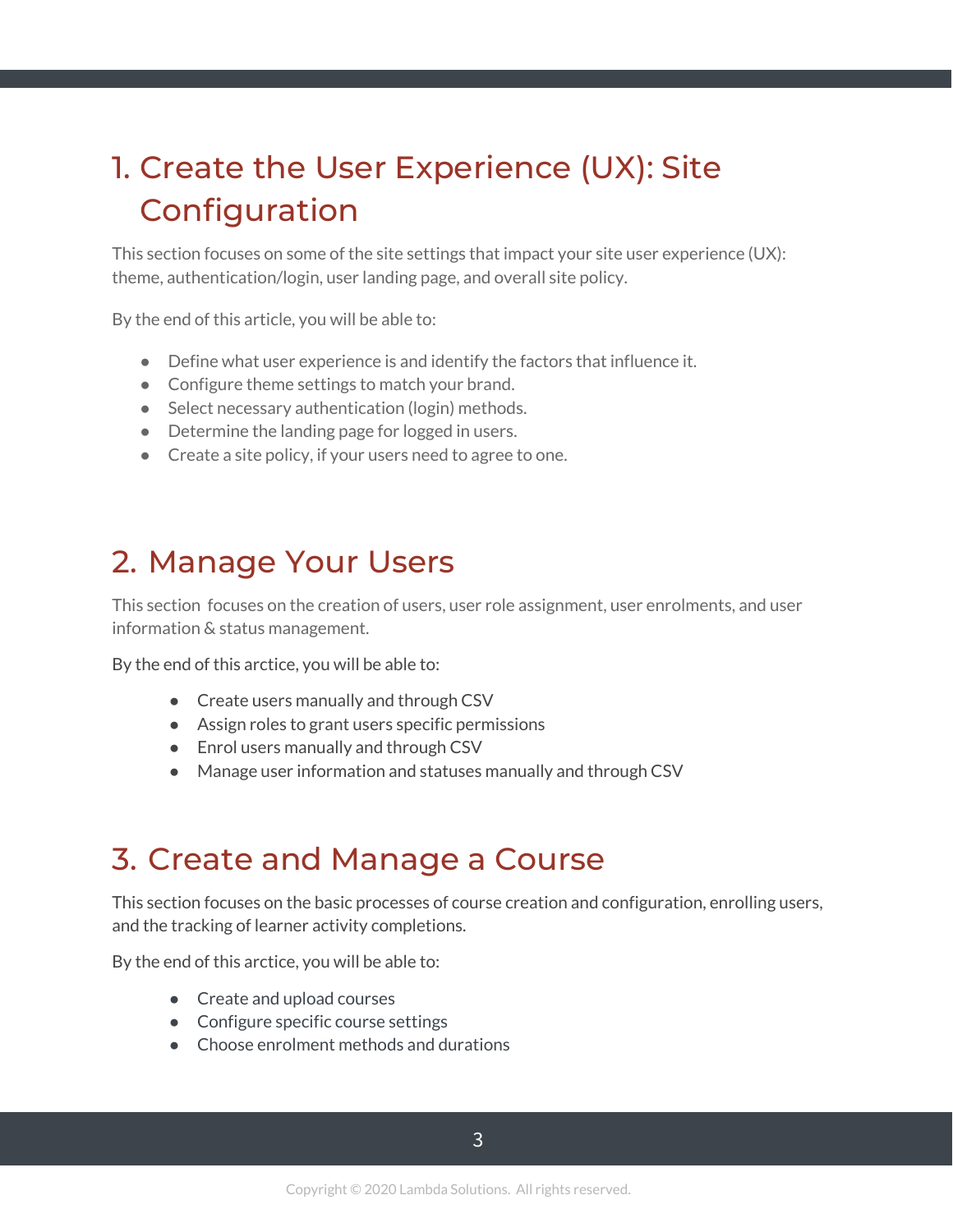# 1. Create the User Experience (UX): Site Configuration

This section focuses on some of the site settings that impact your site user experience (UX): theme, authentication/login, user landing page, and overall site policy.

By the end of this article, you will be able to:

- Define what user experience is and identify the factors that influence it.
- Configure theme settings to match your brand.
- Select necessary authentication (login) methods.
- Determine the landing page for logged in users.
- Create a site policy, if your users need to agree to one.

# 2. Manage Your Users

This section focuses on the creation of users, user role assignment, user enrolments, and user information & status management.

By the end of this arctice, you will be able to:

- Create users manually and through CSV
- Assign roles to grant users specific permissions
- Enrol users manually and through CSV
- Manage user information and statuses manually and through CSV

# 3. Create and Manage a Course

This section focuses on the basic processes of course creation and configuration, enrolling users, and the tracking of learner activity completions.

By the end of this arctice, you will be able to:

- Create and upload courses
- Configure specific course settings
- Choose enrolment methods and durations

Copyright © 2020 Lambda Solutions. All rights reserved.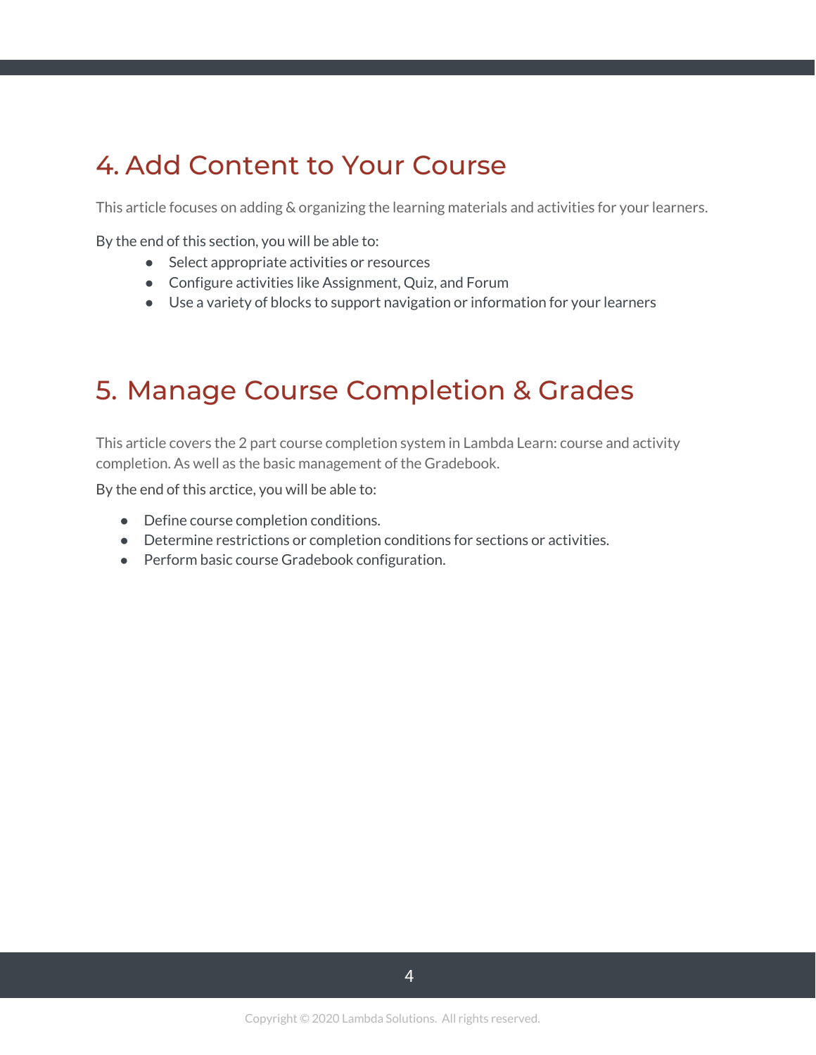## 4. Add Content to Your Course

This article focuses on adding & organizing the learning materials and activities for your learners.

By the end of this section, you will be able to:

- Select appropriate activities or resources
- Configure activities like Assignment, Quiz, and Forum
- Use a variety of blocks to support navigation or information for your learners

## 5. Manage Course Completion & Grades

This article covers the 2 part course completion system in Lambda Learn: course and activity completion. As well as the basic management of the Gradebook.

By the end of this arctice, you will be able to:

- Define course completion conditions.
- Determine restrictions or completion conditions for sections or activities.
- Perform basic course Gradebook configuration.

Copyright © 2020 Lambda Solutions. All rights reserved.